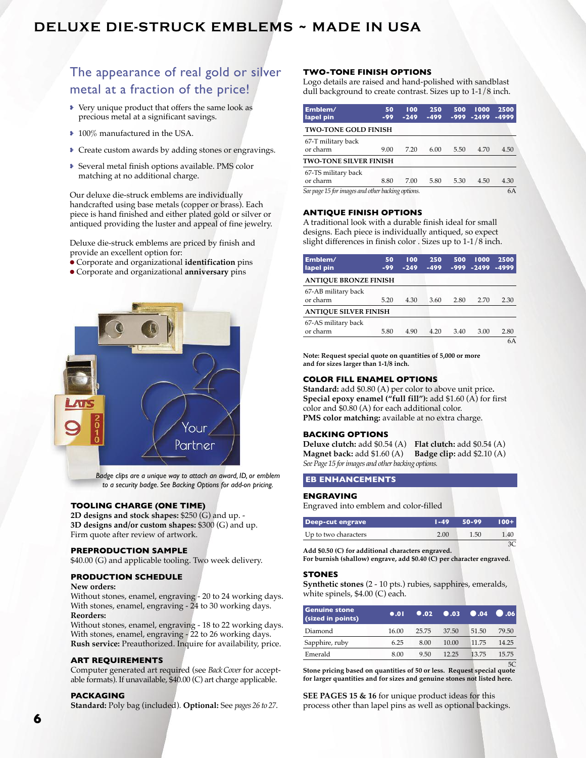# DELUXE DIE-STRUCK EMBLEMS ~ MADE IN USA

## The appearance of real gold or silver metal at a fraction of the price!

- Very unique product that offers the same look as precious metal at a significant savings.
- 100% manufactured in the USA.
- Create custom awards by adding stones or engravings.
- Several metal finish options available. PMS color matching at no additional charge.

Our deluxe die-struck emblems are individually handcrafted using base metals (copper or brass). Each piece is hand finished and either plated gold or silver or antiqued providing the luster and appeal of fine jewelry.

Deluxe die-struck emblems are priced by finish and provide an excellent option for:
- Corporate and organizational **identification** pins
- Corporate and organizational **anniversary** pins

*Badge clips are a unique way to attach an award, ID, or emblem to a security badge. See Backing Options for add-on pricing.*

### TOOLING CHARGE (ONE TIME)

**2D designs and stock shapes:** $250 (G) and up. -
**3D designs and/or custom shapes:** $300 (G) and up.
Firm quote after review of artwork.

### PREPRODUCTION SAMPLE

$40.00 (G) and applicable tooling. Two week delivery.

### PRODUCTION SCHEDULE

**New orders:**
Without stones, enamel, engraving - 20 to 24 working days.
With stones, enamel, engraving - 24 to 30 working days.
**Reorders:**
Without stones, enamel, engraving - 18 to 22 working days.
With stones, enamel, engraving - 22 to 26 working days.
**Rush service:** Preauthorized. Inquire for availability, price.

### ART REQUIREMENTS

Computer generated art required (see *Back Cover* for acceptable formats). If unavailable, $40.00 (C) art charge applicable.

### PACKAGING

**Standard:** Poly bag (included). **Optional:** See *pages 26 to 27*.

### TWO-TONE FINISH OPTIONS

Logo details are raised and hand-polished with sandblast dull background to create contrast. Sizes up to 1-1/8 inch.

| Emblem/ lapel pin | 50 -99 | 100 -249 | 250 -499 | 500 -999 | 1000 -2499 | 2500 -4999 |
|---|---|---|---|---|---|---|
| **TWO-TONE GOLD FINISH** | | | | | | |
| 67-T military back or charm | 9.00 | 7.20 | 6.00 | 5.50 | 4.70 | 4.50 |
| **TWO-TONE SILVER FINISH** | | | | | | |
| 67-TS military back or charm | 8.80 | 7.00 | 5.80 | 5.30 | 4.50 | 4.30 |

*See page 15 for images and other backing options.* 6A

### ANTIQUE FINISH OPTIONS

A traditional look with a durable finish ideal for small designs. Each piece is individually antiqued, so expect slight differences in finish color . Sizes up to 1-1/8 inch.

| Emblem/ lapel pin | 50 -99 | 100 -249 | 250 -499 | 500 -999 | 1000 -2499 | 2500 -4999 |
|---|---|---|---|---|---|---|
| **ANTIQUE BRONZE FINISH** | | | | | | |
| 67-AB military back or charm | 5.20 | 4.30 | 3.60 | 2.80 | 2.70 | 2.30 |
| **ANTIQUE SILVER FINISH** | | | | | | |
| 67-AS military back or charm | 5.80 | 4.90 | 4.20 | 3.40 | 3.00 | 2.80 |

6A

**Note: Request special quote on quantities of 5,000 or more and for sizes larger than 1-1/8 inch.**

### COLOR FILL ENAMEL OPTIONS

**Standard:** add $0.80 (A) per color to above unit price.
**Special epoxy enamel ("full fill"):** add $1.60 (A) for first color and $0.80 (A) for each additional color.
**PMS color matching:** available at no extra charge.

### BACKING OPTIONS

**Deluxe clutch:** add $0.54 (A) **Flat clutch:** add $0.54 (A)
**Magnet back:** add $1.60 (A) **Badge clip:** add $2.10 (A)
*See Page 15 for images and other backing options.*

## EB ENHANCEMENTS

### ENGRAVING

Engraved into emblem and color-filled

| Deep-cut engrave | 1-49 | 50-99 | 100+ |
|---|---|---|---|
| Up to two characters | 2.00 | 1.50 | 1.40 |

3C

**Add $0.50 (C) for additional characters engraved.**
**For burnish (shallow) engrave, add $0.40 (C) per character engraved.**

### STONES

**Synthetic stones** (2 - 10 pts.) rubies, sapphires, emeralds, white spinels, $4.00 (C) each.

| Genuine stone (sized in points) | .01 | .02 | .03 | .04 | .06 |
|---|---|---|---|---|---|
| Diamond | 16.00 | 25.75 | 37.50 | 51.50 | 79.50 |
| Sapphire, ruby | 6.25 | 8.00 | 10.00 | 11.75 | 14.25 |
| Emerald | 8.00 | 9.50 | 12.25 | 13.75 | 15.75 |

5C

**Stone pricing based on quantities of 50 or less. Request special quote for larger quantities and for sizes and genuine stones not listed here.**

**SEE PAGES 15 & 16** for unique product ideas for this process other than lapel pins as well as optional backings.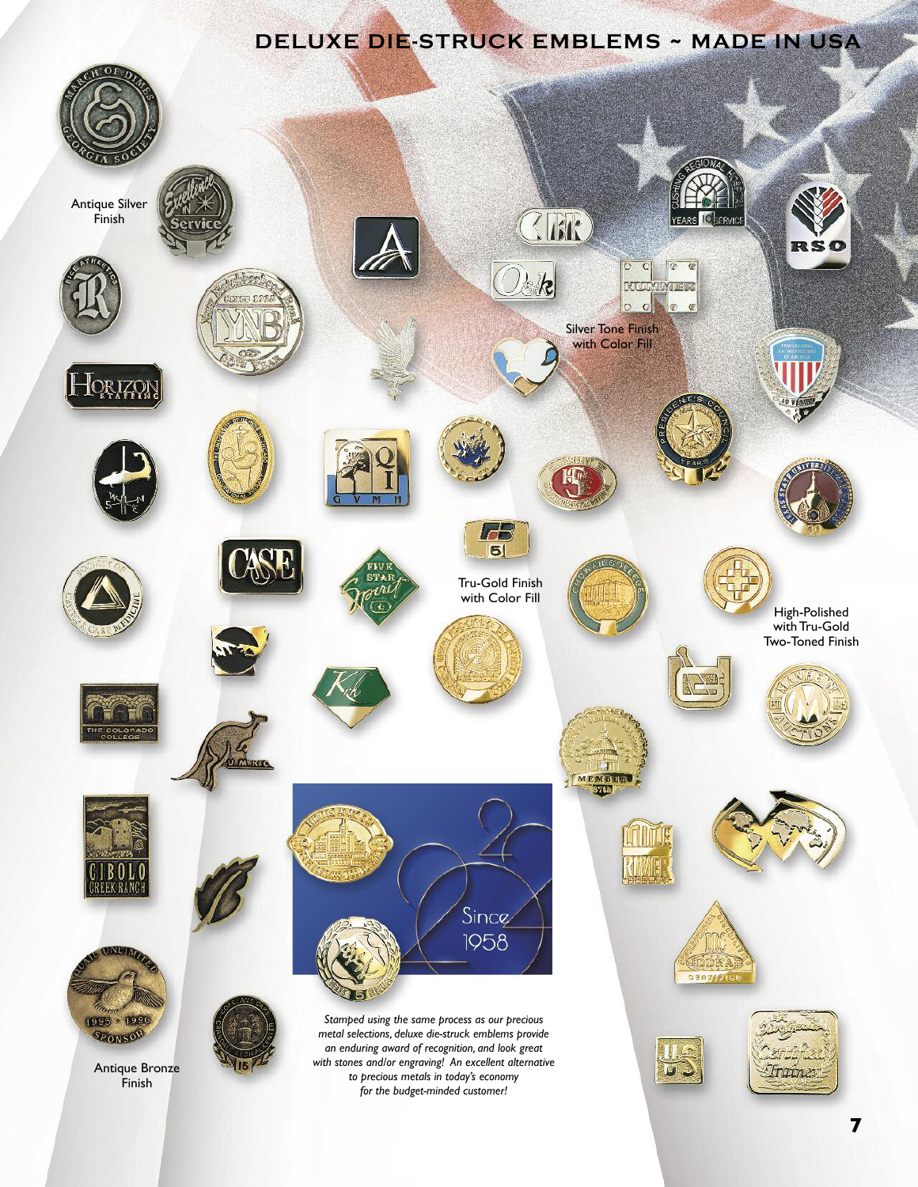# DELUXE DIE-STRUCK EMBLEMS ~ MADE IN USA

Antique Silver Finish

Silver Tone Finish with Color Fill

Tru-Gold Finish with Color Fill

High-Polished with Tru-Gold Two-Toned Finish

Antique Bronze Finish

Since 1958

*Stamped using the same process as our precious metal selections, deluxe die-struck emblems provide an enduring award of recognition, and look great with stones and/or engraving! An excellent alternative to precious metals in today's economy for the budget-minded customer!*